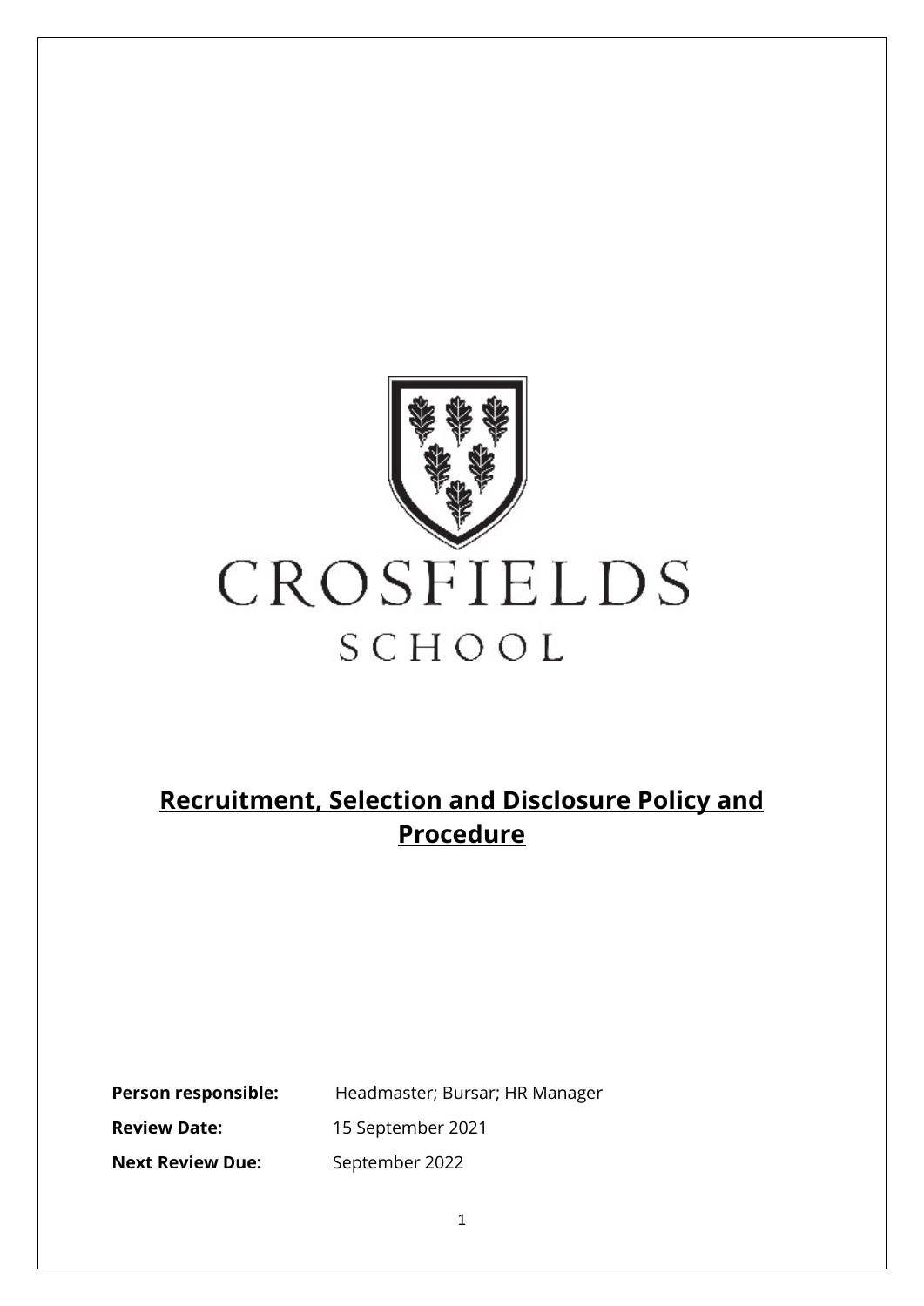CROSFIELDS

SCHOOL

# Recruitment, Selection and Disclosure Policy and Procedure

**Person responsible:** Headmaster; Bursar; HR Manager

**Review Date:** 15 September 2021

**Next Review Due:** September 2022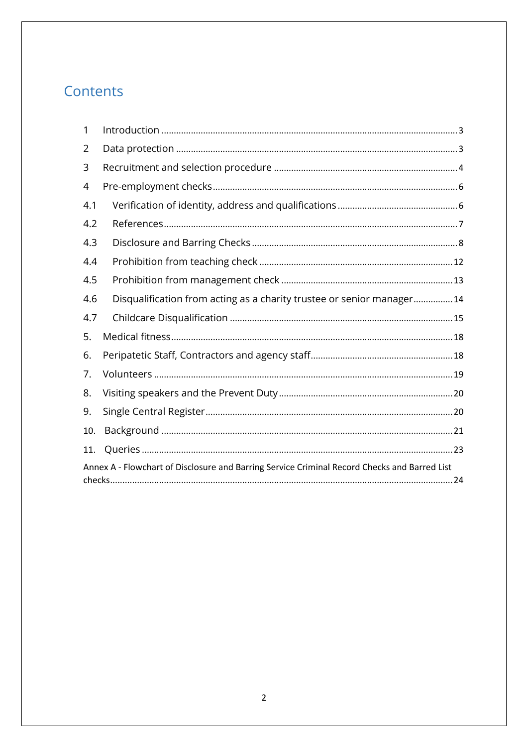# Contents

| | | |
|---|---|---|
| 1 | Introduction | 3 |
| 2 | Data protection | 3 |
| 3 | Recruitment and selection procedure | 4 |
| 4 | Pre-employment checks | 6 |
| 4.1 | Verification of identity, address and qualifications | 6 |
| 4.2 | References | 7 |
| 4.3 | Disclosure and Barring Checks | 8 |
| 4.4 | Prohibition from teaching check | 12 |
| 4.5 | Prohibition from management check | 13 |
| 4.6 | Disqualification from acting as a charity trustee or senior manager | 14 |
| 4.7 | Childcare Disqualification | 15 |
| 5. | Medical fitness | 18 |
| 6. | Peripatetic Staff, Contractors and agency staff | 18 |
| 7. | Volunteers | 19 |
| 8. | Visiting speakers and the Prevent Duty | 20 |
| 9. | Single Central Register | 20 |
| 10. | Background | 21 |
| 11. | Queries | 23 |
| | Annex A - Flowchart of Disclosure and Barring Service Criminal Record Checks and Barred List checks | 24 |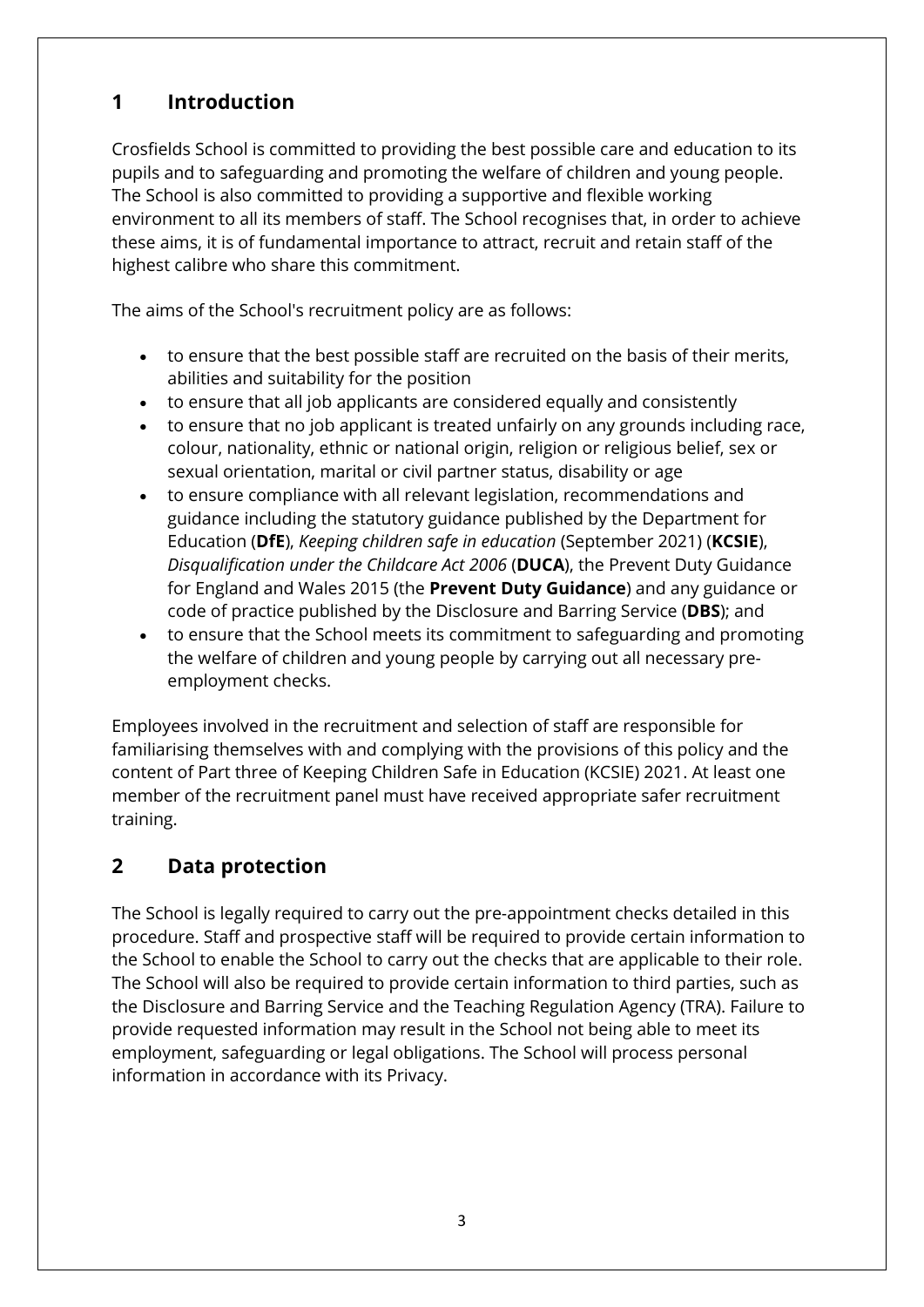## 1 Introduction

Crosfields School is committed to providing the best possible care and education to its pupils and to safeguarding and promoting the welfare of children and young people. The School is also committed to providing a supportive and flexible working environment to all its members of staff. The School recognises that, in order to achieve these aims, it is of fundamental importance to attract, recruit and retain staff of the highest calibre who share this commitment.

The aims of the School's recruitment policy are as follows:

- to ensure that the best possible staff are recruited on the basis of their merits, abilities and suitability for the position
- to ensure that all job applicants are considered equally and consistently
- to ensure that no job applicant is treated unfairly on any grounds including race, colour, nationality, ethnic or national origin, religion or religious belief, sex or sexual orientation, marital or civil partner status, disability or age
- to ensure compliance with all relevant legislation, recommendations and guidance including the statutory guidance published by the Department for Education (**DfE**), *Keeping children safe in education* (September 2021) (**KCSIE**), *Disqualification under the Childcare Act 2006* (**DUCA**), the Prevent Duty Guidance for England and Wales 2015 (the **Prevent Duty Guidance**) and any guidance or code of practice published by the Disclosure and Barring Service (**DBS**); and
- to ensure that the School meets its commitment to safeguarding and promoting the welfare of children and young people by carrying out all necessary pre-employment checks.

Employees involved in the recruitment and selection of staff are responsible for familiarising themselves with and complying with the provisions of this policy and the content of Part three of Keeping Children Safe in Education (KCSIE) 2021. At least one member of the recruitment panel must have received appropriate safer recruitment training.

## 2 Data protection

The School is legally required to carry out the pre-appointment checks detailed in this procedure. Staff and prospective staff will be required to provide certain information to the School to enable the School to carry out the checks that are applicable to their role. The School will also be required to provide certain information to third parties, such as the Disclosure and Barring Service and the Teaching Regulation Agency (TRA). Failure to provide requested information may result in the School not being able to meet its employment, safeguarding or legal obligations. The School will process personal information in accordance with its Privacy.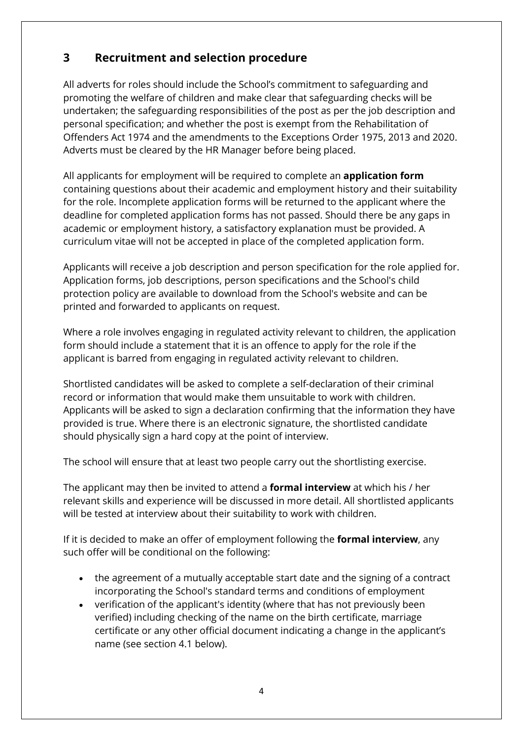## 3 Recruitment and selection procedure

All adverts for roles should include the School's commitment to safeguarding and promoting the welfare of children and make clear that safeguarding checks will be undertaken; the safeguarding responsibilities of the post as per the job description and personal specification; and whether the post is exempt from the Rehabilitation of Offenders Act 1974 and the amendments to the Exceptions Order 1975, 2013 and 2020. Adverts must be cleared by the HR Manager before being placed.

All applicants for employment will be required to complete an **application form** containing questions about their academic and employment history and their suitability for the role. Incomplete application forms will be returned to the applicant where the deadline for completed application forms has not passed. Should there be any gaps in academic or employment history, a satisfactory explanation must be provided. A curriculum vitae will not be accepted in place of the completed application form.

Applicants will receive a job description and person specification for the role applied for. Application forms, job descriptions, person specifications and the School's child protection policy are available to download from the School's website and can be printed and forwarded to applicants on request.

Where a role involves engaging in regulated activity relevant to children, the application form should include a statement that it is an offence to apply for the role if the applicant is barred from engaging in regulated activity relevant to children.

Shortlisted candidates will be asked to complete a self-declaration of their criminal record or information that would make them unsuitable to work with children. Applicants will be asked to sign a declaration confirming that the information they have provided is true. Where there is an electronic signature, the shortlisted candidate should physically sign a hard copy at the point of interview.

The school will ensure that at least two people carry out the shortlisting exercise.

The applicant may then be invited to attend a **formal interview** at which his / her relevant skills and experience will be discussed in more detail. All shortlisted applicants will be tested at interview about their suitability to work with children.

If it is decided to make an offer of employment following the **formal interview**, any such offer will be conditional on the following:

- the agreement of a mutually acceptable start date and the signing of a contract incorporating the School's standard terms and conditions of employment
- verification of the applicant's identity (where that has not previously been verified) including checking of the name on the birth certificate, marriage certificate or any other official document indicating a change in the applicant's name (see section 4.1 below).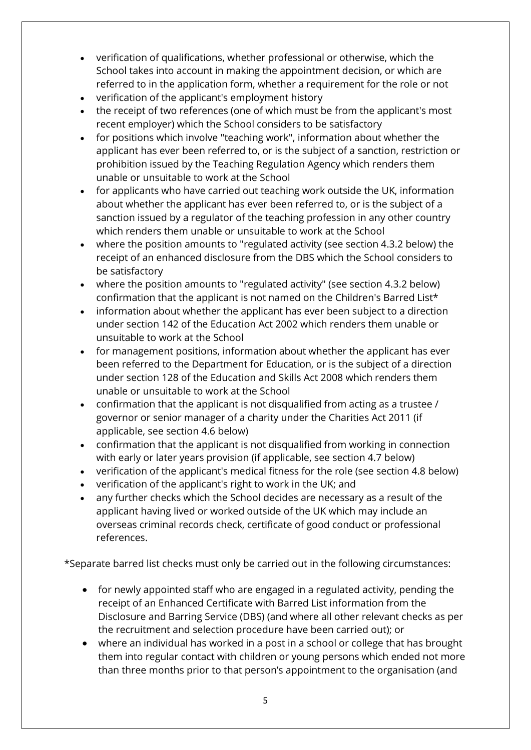- verification of qualifications, whether professional or otherwise, which the School takes into account in making the appointment decision, or which are referred to in the application form, whether a requirement for the role or not
- verification of the applicant's employment history
- the receipt of two references (one of which must be from the applicant's most recent employer) which the School considers to be satisfactory
- for positions which involve "teaching work", information about whether the applicant has ever been referred to, or is the subject of a sanction, restriction or prohibition issued by the Teaching Regulation Agency which renders them unable or unsuitable to work at the School
- for applicants who have carried out teaching work outside the UK, information about whether the applicant has ever been referred to, or is the subject of a sanction issued by a regulator of the teaching profession in any other country which renders them unable or unsuitable to work at the School
- where the position amounts to "regulated activity (see section 4.3.2 below) the receipt of an enhanced disclosure from the DBS which the School considers to be satisfactory
- where the position amounts to "regulated activity" (see section 4.3.2 below) confirmation that the applicant is not named on the Children's Barred List*
- information about whether the applicant has ever been subject to a direction under section 142 of the Education Act 2002 which renders them unable or unsuitable to work at the School
- for management positions, information about whether the applicant has ever been referred to the Department for Education, or is the subject of a direction under section 128 of the Education and Skills Act 2008 which renders them unable or unsuitable to work at the School
- confirmation that the applicant is not disqualified from acting as a trustee / governor or senior manager of a charity under the Charities Act 2011 (if applicable, see section 4.6 below)
- confirmation that the applicant is not disqualified from working in connection with early or later years provision (if applicable, see section 4.7 below)
- verification of the applicant's medical fitness for the role (see section 4.8 below)
- verification of the applicant's right to work in the UK; and
- any further checks which the School decides are necessary as a result of the applicant having lived or worked outside of the UK which may include an overseas criminal records check, certificate of good conduct or professional references.

*Separate barred list checks must only be carried out in the following circumstances:

- for newly appointed staff who are engaged in a regulated activity, pending the receipt of an Enhanced Certificate with Barred List information from the Disclosure and Barring Service (DBS) (and where all other relevant checks as per the recruitment and selection procedure have been carried out); or
- where an individual has worked in a post in a school or college that has brought them into regular contact with children or young persons which ended not more than three months prior to that person's appointment to the organisation (and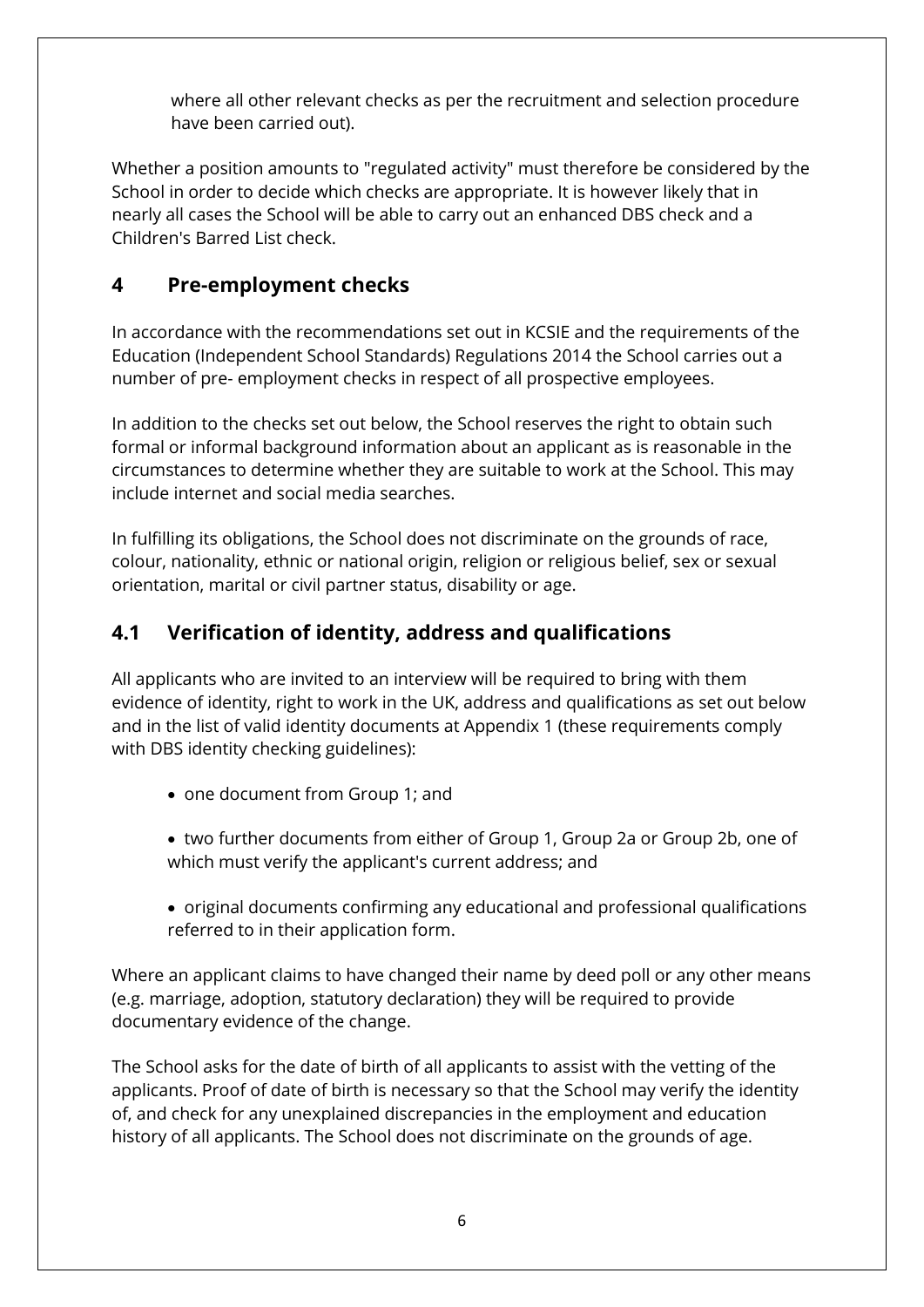where all other relevant checks as per the recruitment and selection procedure have been carried out).

Whether a position amounts to "regulated activity" must therefore be considered by the School in order to decide which checks are appropriate. It is however likely that in nearly all cases the School will be able to carry out an enhanced DBS check and a Children's Barred List check.

## 4 Pre-employment checks

In accordance with the recommendations set out in KCSIE and the requirements of the Education (Independent School Standards) Regulations 2014 the School carries out a number of pre- employment checks in respect of all prospective employees.

In addition to the checks set out below, the School reserves the right to obtain such formal or informal background information about an applicant as is reasonable in the circumstances to determine whether they are suitable to work at the School. This may include internet and social media searches.

In fulfilling its obligations, the School does not discriminate on the grounds of race, colour, nationality, ethnic or national origin, religion or religious belief, sex or sexual orientation, marital or civil partner status, disability or age.

## 4.1 Verification of identity, address and qualifications

All applicants who are invited to an interview will be required to bring with them evidence of identity, right to work in the UK, address and qualifications as set out below and in the list of valid identity documents at Appendix 1 (these requirements comply with DBS identity checking guidelines):

- one document from Group 1; and
- two further documents from either of Group 1, Group 2a or Group 2b, one of which must verify the applicant's current address; and
- original documents confirming any educational and professional qualifications referred to in their application form.

Where an applicant claims to have changed their name by deed poll or any other means (e.g. marriage, adoption, statutory declaration) they will be required to provide documentary evidence of the change.

The School asks for the date of birth of all applicants to assist with the vetting of the applicants. Proof of date of birth is necessary so that the School may verify the identity of, and check for any unexplained discrepancies in the employment and education history of all applicants. The School does not discriminate on the grounds of age.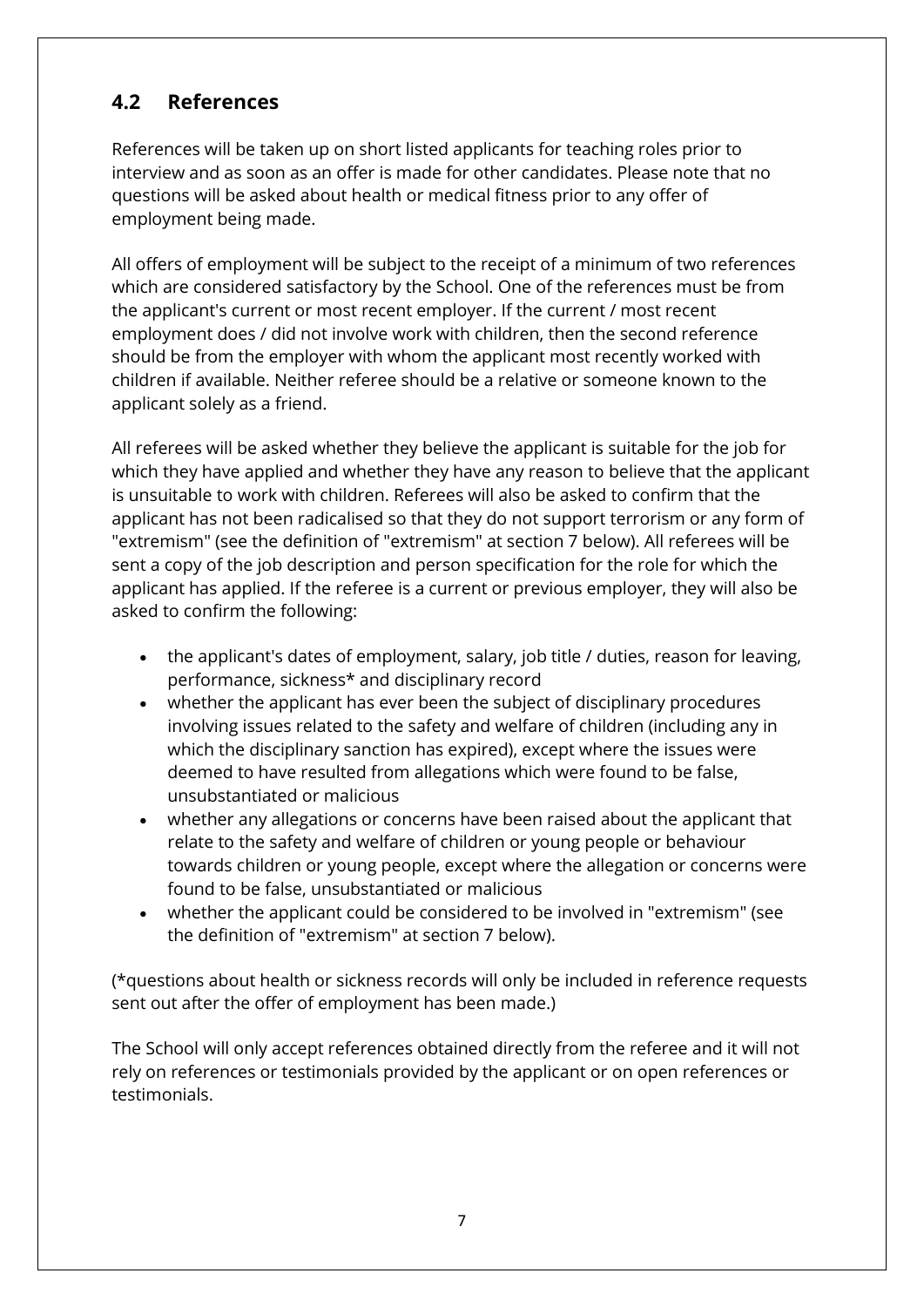## 4.2 References

References will be taken up on short listed applicants for teaching roles prior to interview and as soon as an offer is made for other candidates. Please note that no questions will be asked about health or medical fitness prior to any offer of employment being made.

All offers of employment will be subject to the receipt of a minimum of two references which are considered satisfactory by the School. One of the references must be from the applicant's current or most recent employer. If the current / most recent employment does / did not involve work with children, then the second reference should be from the employer with whom the applicant most recently worked with children if available. Neither referee should be a relative or someone known to the applicant solely as a friend.

All referees will be asked whether they believe the applicant is suitable for the job for which they have applied and whether they have any reason to believe that the applicant is unsuitable to work with children. Referees will also be asked to confirm that the applicant has not been radicalised so that they do not support terrorism or any form of "extremism" (see the definition of "extremism" at section 7 below). All referees will be sent a copy of the job description and person specification for the role for which the applicant has applied. If the referee is a current or previous employer, they will also be asked to confirm the following:

- the applicant's dates of employment, salary, job title / duties, reason for leaving, performance, sickness* and disciplinary record
- whether the applicant has ever been the subject of disciplinary procedures involving issues related to the safety and welfare of children (including any in which the disciplinary sanction has expired), except where the issues were deemed to have resulted from allegations which were found to be false, unsubstantiated or malicious
- whether any allegations or concerns have been raised about the applicant that relate to the safety and welfare of children or young people or behaviour towards children or young people, except where the allegation or concerns were found to be false, unsubstantiated or malicious
- whether the applicant could be considered to be involved in "extremism" (see the definition of "extremism" at section 7 below).

(*questions about health or sickness records will only be included in reference requests sent out after the offer of employment has been made.)

The School will only accept references obtained directly from the referee and it will not rely on references or testimonials provided by the applicant or on open references or testimonials.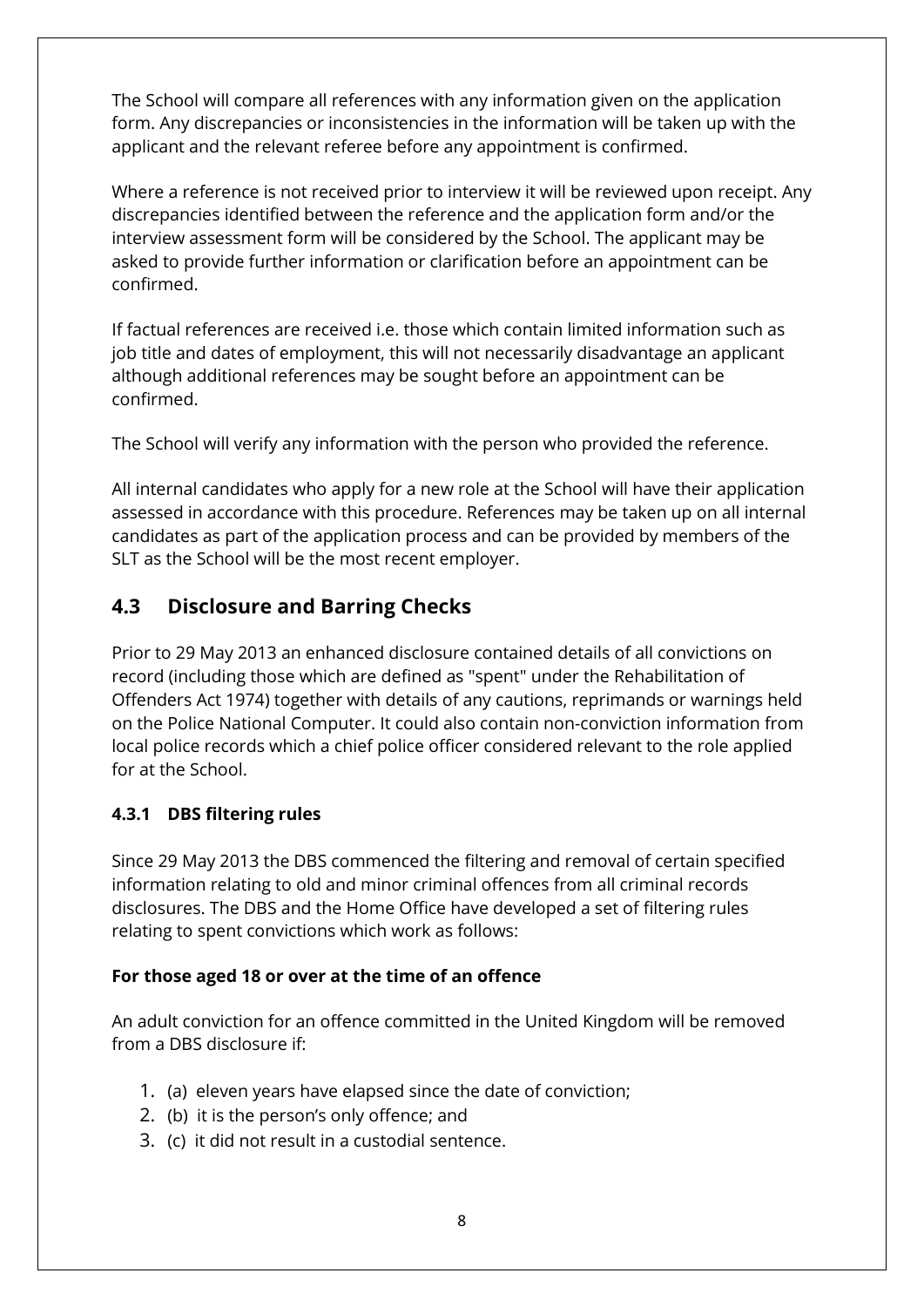The School will compare all references with any information given on the application form. Any discrepancies or inconsistencies in the information will be taken up with the applicant and the relevant referee before any appointment is confirmed.

Where a reference is not received prior to interview it will be reviewed upon receipt. Any discrepancies identified between the reference and the application form and/or the interview assessment form will be considered by the School. The applicant may be asked to provide further information or clarification before an appointment can be confirmed.

If factual references are received i.e. those which contain limited information such as job title and dates of employment, this will not necessarily disadvantage an applicant although additional references may be sought before an appointment can be confirmed.

The School will verify any information with the person who provided the reference.

All internal candidates who apply for a new role at the School will have their application assessed in accordance with this procedure. References may be taken up on all internal candidates as part of the application process and can be provided by members of the SLT as the School will be the most recent employer.

## 4.3 Disclosure and Barring Checks

Prior to 29 May 2013 an enhanced disclosure contained details of all convictions on record (including those which are defined as "spent" under the Rehabilitation of Offenders Act 1974) together with details of any cautions, reprimands or warnings held on the Police National Computer. It could also contain non-conviction information from local police records which a chief police officer considered relevant to the role applied for at the School.

### 4.3.1 DBS filtering rules

Since 29 May 2013 the DBS commenced the filtering and removal of certain specified information relating to old and minor criminal offences from all criminal records disclosures. The DBS and the Home Office have developed a set of filtering rules relating to spent convictions which work as follows:

**For those aged 18 or over at the time of an offence**

An adult conviction for an offence committed in the United Kingdom will be removed from a DBS disclosure if:

1. (a) eleven years have elapsed since the date of conviction;
2. (b) it is the person's only offence; and
3. (c) it did not result in a custodial sentence.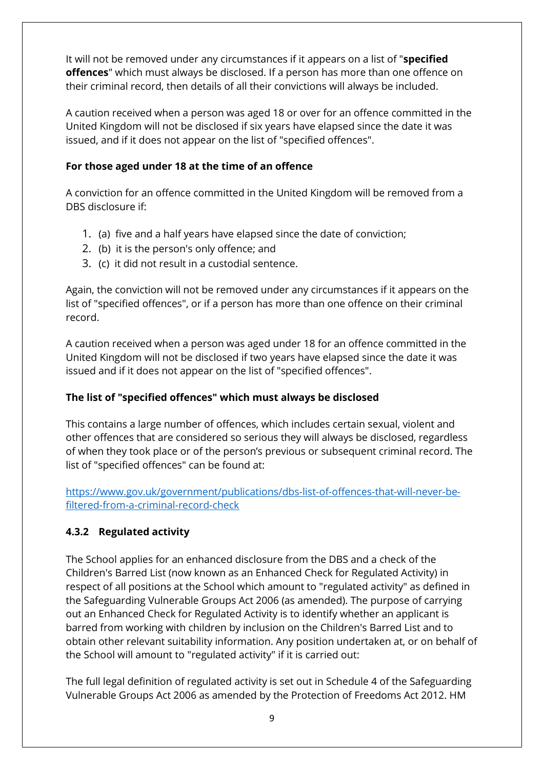It will not be removed under any circumstances if it appears on a list of "**specified offences**" which must always be disclosed. If a person has more than one offence on their criminal record, then details of all their convictions will always be included.

A caution received when a person was aged 18 or over for an offence committed in the United Kingdom will not be disclosed if six years have elapsed since the date it was issued, and if it does not appear on the list of "specified offences".

**For those aged under 18 at the time of an offence**

A conviction for an offence committed in the United Kingdom will be removed from a DBS disclosure if:

1. (a) five and a half years have elapsed since the date of conviction;
2. (b) it is the person's only offence; and
3. (c) it did not result in a custodial sentence.

Again, the conviction will not be removed under any circumstances if it appears on the list of "specified offences", or if a person has more than one offence on their criminal record.

A caution received when a person was aged under 18 for an offence committed in the United Kingdom will not be disclosed if two years have elapsed since the date it was issued and if it does not appear on the list of "specified offences".

**The list of "specified offences" which must always be disclosed**

This contains a large number of offences, which includes certain sexual, violent and other offences that are considered so serious they will always be disclosed, regardless of when they took place or of the person's previous or subsequent criminal record. The list of "specified offences" can be found at:

https://www.gov.uk/government/publications/dbs-list-of-offences-that-will-never-be-filtered-from-a-criminal-record-check

### 4.3.2 Regulated activity

The School applies for an enhanced disclosure from the DBS and a check of the Children's Barred List (now known as an Enhanced Check for Regulated Activity) in respect of all positions at the School which amount to "regulated activity" as defined in the Safeguarding Vulnerable Groups Act 2006 (as amended). The purpose of carrying out an Enhanced Check for Regulated Activity is to identify whether an applicant is barred from working with children by inclusion on the Children's Barred List and to obtain other relevant suitability information. Any position undertaken at, or on behalf of the School will amount to "regulated activity" if it is carried out:

The full legal definition of regulated activity is set out in Schedule 4 of the Safeguarding Vulnerable Groups Act 2006 as amended by the Protection of Freedoms Act 2012. HM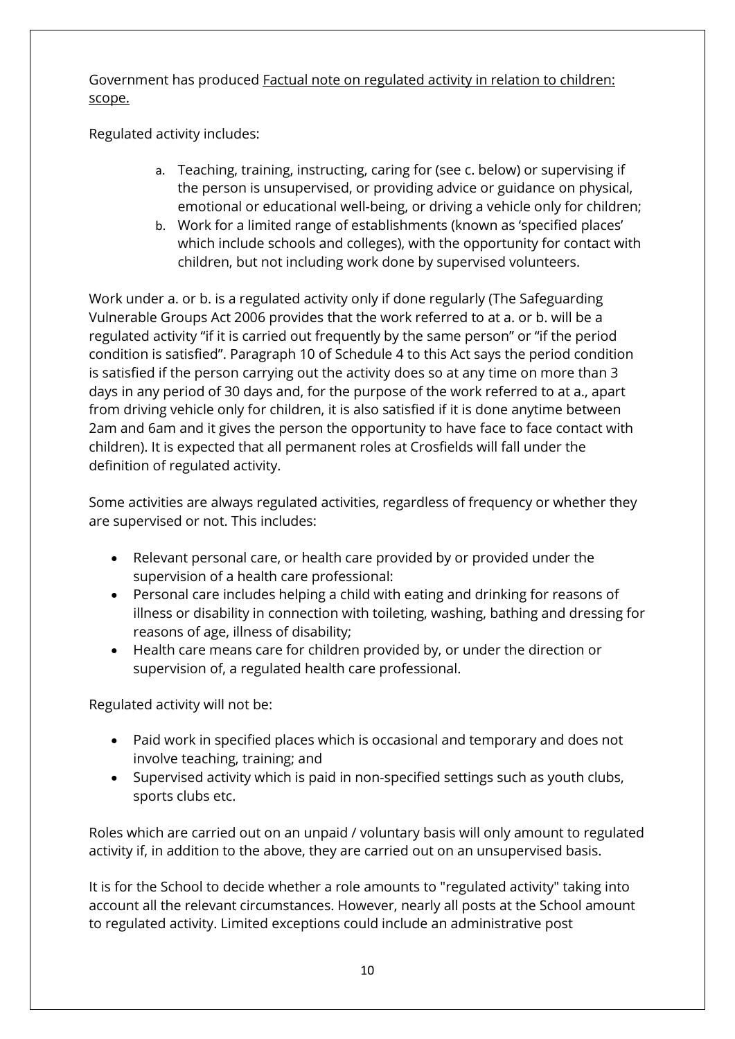Government has produced Factual note on regulated activity in relation to children: scope.

Regulated activity includes:

a. Teaching, training, instructing, caring for (see c. below) or supervising if the person is unsupervised, or providing advice or guidance on physical, emotional or educational well-being, or driving a vehicle only for children;
b. Work for a limited range of establishments (known as 'specified places' which include schools and colleges), with the opportunity for contact with children, but not including work done by supervised volunteers.

Work under a. or b. is a regulated activity only if done regularly (The Safeguarding Vulnerable Groups Act 2006 provides that the work referred to at a. or b. will be a regulated activity "if it is carried out frequently by the same person" or "if the period condition is satisfied". Paragraph 10 of Schedule 4 to this Act says the period condition is satisfied if the person carrying out the activity does so at any time on more than 3 days in any period of 30 days and, for the purpose of the work referred to at a., apart from driving vehicle only for children, it is also satisfied if it is done anytime between 2am and 6am and it gives the person the opportunity to have face to face contact with children). It is expected that all permanent roles at Crosfields will fall under the definition of regulated activity.

Some activities are always regulated activities, regardless of frequency or whether they are supervised or not. This includes:

- Relevant personal care, or health care provided by or provided under the supervision of a health care professional:
- Personal care includes helping a child with eating and drinking for reasons of illness or disability in connection with toileting, washing, bathing and dressing for reasons of age, illness of disability;
- Health care means care for children provided by, or under the direction or supervision of, a regulated health care professional.

Regulated activity will not be:

- Paid work in specified places which is occasional and temporary and does not involve teaching, training; and
- Supervised activity which is paid in non-specified settings such as youth clubs, sports clubs etc.

Roles which are carried out on an unpaid / voluntary basis will only amount to regulated activity if, in addition to the above, they are carried out on an unsupervised basis.

It is for the School to decide whether a role amounts to "regulated activity" taking into account all the relevant circumstances. However, nearly all posts at the School amount to regulated activity. Limited exceptions could include an administrative post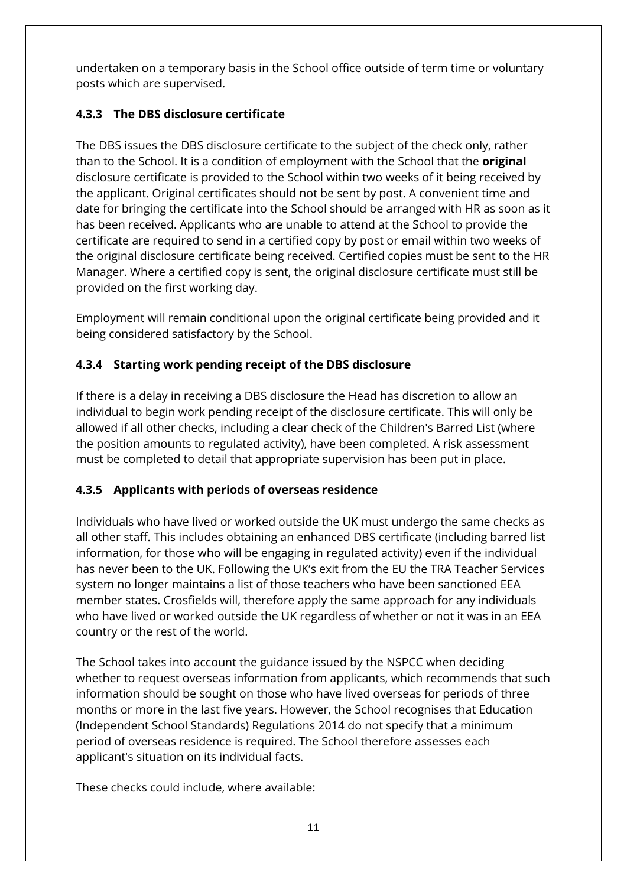undertaken on a temporary basis in the School office outside of term time or voluntary posts which are supervised.

### 4.3.3 The DBS disclosure certificate

The DBS issues the DBS disclosure certificate to the subject of the check only, rather than to the School. It is a condition of employment with the School that the **original** disclosure certificate is provided to the School within two weeks of it being received by the applicant. Original certificates should not be sent by post. A convenient time and date for bringing the certificate into the School should be arranged with HR as soon as it has been received. Applicants who are unable to attend at the School to provide the certificate are required to send in a certified copy by post or email within two weeks of the original disclosure certificate being received. Certified copies must be sent to the HR Manager. Where a certified copy is sent, the original disclosure certificate must still be provided on the first working day.

Employment will remain conditional upon the original certificate being provided and it being considered satisfactory by the School.

### 4.3.4 Starting work pending receipt of the DBS disclosure

If there is a delay in receiving a DBS disclosure the Head has discretion to allow an individual to begin work pending receipt of the disclosure certificate. This will only be allowed if all other checks, including a clear check of the Children's Barred List (where the position amounts to regulated activity), have been completed. A risk assessment must be completed to detail that appropriate supervision has been put in place.

### 4.3.5 Applicants with periods of overseas residence

Individuals who have lived or worked outside the UK must undergo the same checks as all other staff. This includes obtaining an enhanced DBS certificate (including barred list information, for those who will be engaging in regulated activity) even if the individual has never been to the UK. Following the UK's exit from the EU the TRA Teacher Services system no longer maintains a list of those teachers who have been sanctioned EEA member states. Crosfields will, therefore apply the same approach for any individuals who have lived or worked outside the UK regardless of whether or not it was in an EEA country or the rest of the world.

The School takes into account the guidance issued by the NSPCC when deciding whether to request overseas information from applicants, which recommends that such information should be sought on those who have lived overseas for periods of three months or more in the last five years. However, the School recognises that Education (Independent School Standards) Regulations 2014 do not specify that a minimum period of overseas residence is required. The School therefore assesses each applicant's situation on its individual facts.

These checks could include, where available: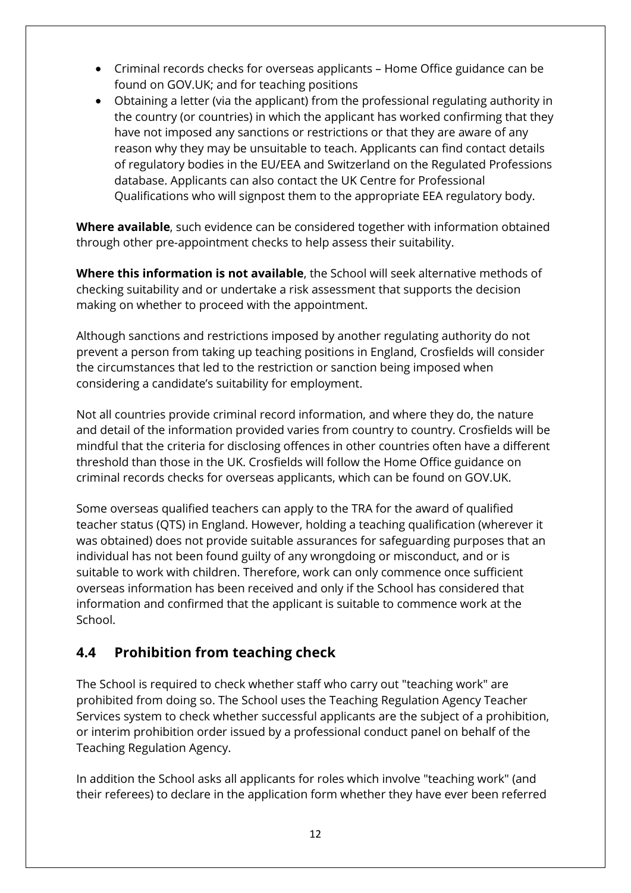- Criminal records checks for overseas applicants – Home Office guidance can be found on GOV.UK; and for teaching positions
- Obtaining a letter (via the applicant) from the professional regulating authority in the country (or countries) in which the applicant has worked confirming that they have not imposed any sanctions or restrictions or that they are aware of any reason why they may be unsuitable to teach. Applicants can find contact details of regulatory bodies in the EU/EEA and Switzerland on the Regulated Professions database. Applicants can also contact the UK Centre for Professional Qualifications who will signpost them to the appropriate EEA regulatory body.

**Where available**, such evidence can be considered together with information obtained through other pre-appointment checks to help assess their suitability.

**Where this information is not available**, the School will seek alternative methods of checking suitability and or undertake a risk assessment that supports the decision making on whether to proceed with the appointment.

Although sanctions and restrictions imposed by another regulating authority do not prevent a person from taking up teaching positions in England, Crosfields will consider the circumstances that led to the restriction or sanction being imposed when considering a candidate's suitability for employment.

Not all countries provide criminal record information, and where they do, the nature and detail of the information provided varies from country to country. Crosfields will be mindful that the criteria for disclosing offences in other countries often have a different threshold than those in the UK. Crosfields will follow the Home Office guidance on criminal records checks for overseas applicants, which can be found on GOV.UK.

Some overseas qualified teachers can apply to the TRA for the award of qualified teacher status (QTS) in England. However, holding a teaching qualification (wherever it was obtained) does not provide suitable assurances for safeguarding purposes that an individual has not been found guilty of any wrongdoing or misconduct, and or is suitable to work with children. Therefore, work can only commence once sufficient overseas information has been received and only if the School has considered that information and confirmed that the applicant is suitable to commence work at the School.

## 4.4 Prohibition from teaching check

The School is required to check whether staff who carry out "teaching work" are prohibited from doing so. The School uses the Teaching Regulation Agency Teacher Services system to check whether successful applicants are the subject of a prohibition, or interim prohibition order issued by a professional conduct panel on behalf of the Teaching Regulation Agency.

In addition the School asks all applicants for roles which involve "teaching work" (and their referees) to declare in the application form whether they have ever been referred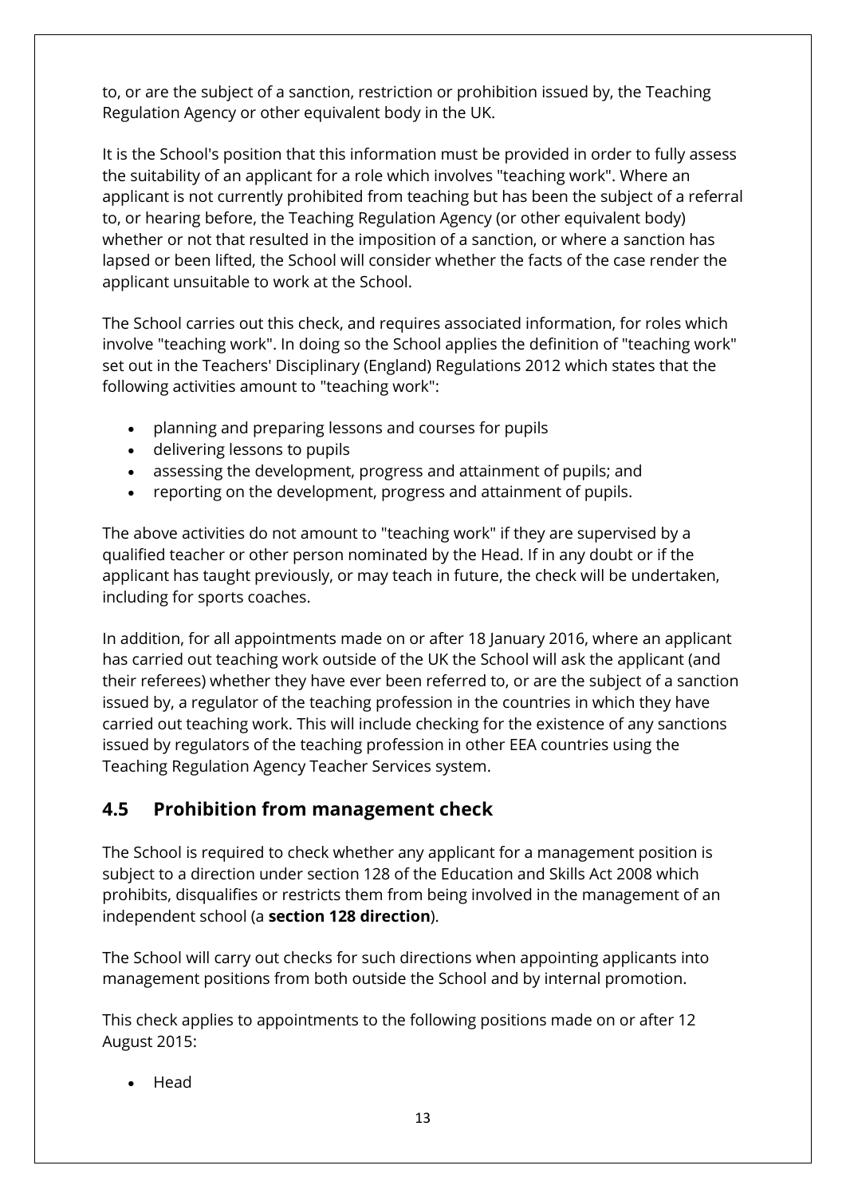to, or are the subject of a sanction, restriction or prohibition issued by, the Teaching Regulation Agency or other equivalent body in the UK.

It is the School's position that this information must be provided in order to fully assess the suitability of an applicant for a role which involves "teaching work". Where an applicant is not currently prohibited from teaching but has been the subject of a referral to, or hearing before, the Teaching Regulation Agency (or other equivalent body) whether or not that resulted in the imposition of a sanction, or where a sanction has lapsed or been lifted, the School will consider whether the facts of the case render the applicant unsuitable to work at the School.

The School carries out this check, and requires associated information, for roles which involve "teaching work". In doing so the School applies the definition of "teaching work" set out in the Teachers' Disciplinary (England) Regulations 2012 which states that the following activities amount to "teaching work":

- planning and preparing lessons and courses for pupils
- delivering lessons to pupils
- assessing the development, progress and attainment of pupils; and
- reporting on the development, progress and attainment of pupils.

The above activities do not amount to "teaching work" if they are supervised by a qualified teacher or other person nominated by the Head. If in any doubt or if the applicant has taught previously, or may teach in future, the check will be undertaken, including for sports coaches.

In addition, for all appointments made on or after 18 January 2016, where an applicant has carried out teaching work outside of the UK the School will ask the applicant (and their referees) whether they have ever been referred to, or are the subject of a sanction issued by, a regulator of the teaching profession in the countries in which they have carried out teaching work. This will include checking for the existence of any sanctions issued by regulators of the teaching profession in other EEA countries using the Teaching Regulation Agency Teacher Services system.

## 4.5 Prohibition from management check

The School is required to check whether any applicant for a management position is subject to a direction under section 128 of the Education and Skills Act 2008 which prohibits, disqualifies or restricts them from being involved in the management of an independent school (a **section 128 direction**).

The School will carry out checks for such directions when appointing applicants into management positions from both outside the School and by internal promotion.

This check applies to appointments to the following positions made on or after 12 August 2015:

- Head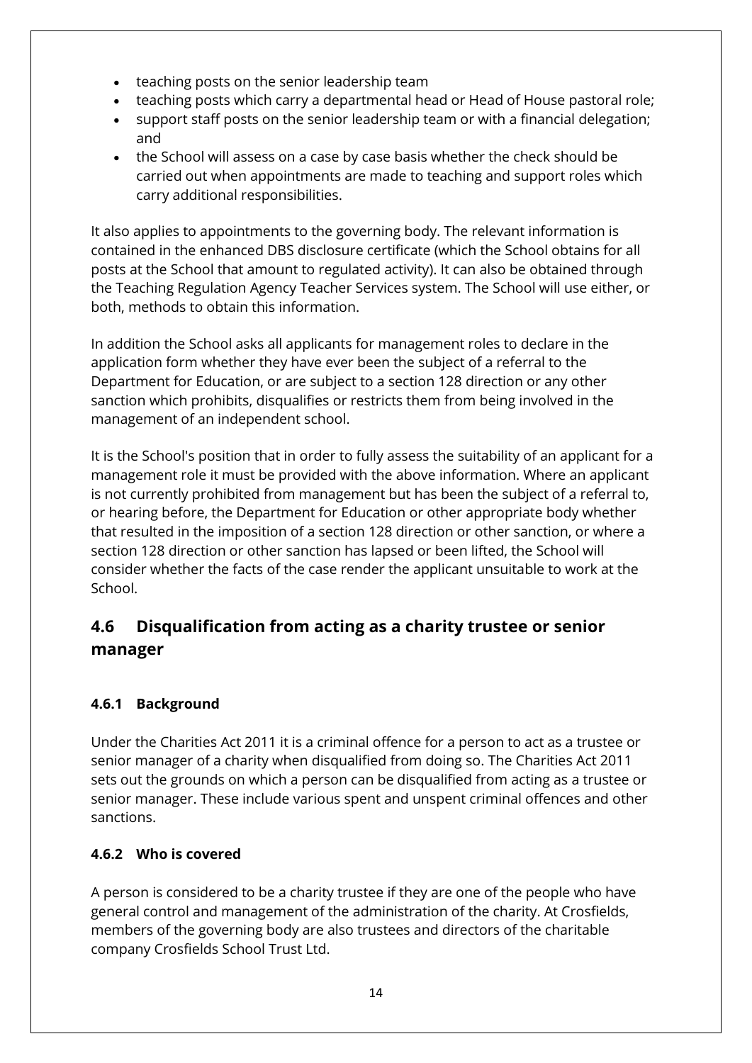- teaching posts on the senior leadership team
- teaching posts which carry a departmental head or Head of House pastoral role;
- support staff posts on the senior leadership team or with a financial delegation; and
- the School will assess on a case by case basis whether the check should be carried out when appointments are made to teaching and support roles which carry additional responsibilities.

It also applies to appointments to the governing body. The relevant information is contained in the enhanced DBS disclosure certificate (which the School obtains for all posts at the School that amount to regulated activity). It can also be obtained through the Teaching Regulation Agency Teacher Services system. The School will use either, or both, methods to obtain this information.

In addition the School asks all applicants for management roles to declare in the application form whether they have ever been the subject of a referral to the Department for Education, or are subject to a section 128 direction or any other sanction which prohibits, disqualifies or restricts them from being involved in the management of an independent school.

It is the School's position that in order to fully assess the suitability of an applicant for a management role it must be provided with the above information. Where an applicant is not currently prohibited from management but has been the subject of a referral to, or hearing before, the Department for Education or other appropriate body whether that resulted in the imposition of a section 128 direction or other sanction, or where a section 128 direction or other sanction has lapsed or been lifted, the School will consider whether the facts of the case render the applicant unsuitable to work at the School.

## 4.6 Disqualification from acting as a charity trustee or senior manager

### 4.6.1 Background

Under the Charities Act 2011 it is a criminal offence for a person to act as a trustee or senior manager of a charity when disqualified from doing so. The Charities Act 2011 sets out the grounds on which a person can be disqualified from acting as a trustee or senior manager. These include various spent and unspent criminal offences and other sanctions.

### 4.6.2 Who is covered

A person is considered to be a charity trustee if they are one of the people who have general control and management of the administration of the charity. At Crosfields, members of the governing body are also trustees and directors of the charitable company Crosfields School Trust Ltd.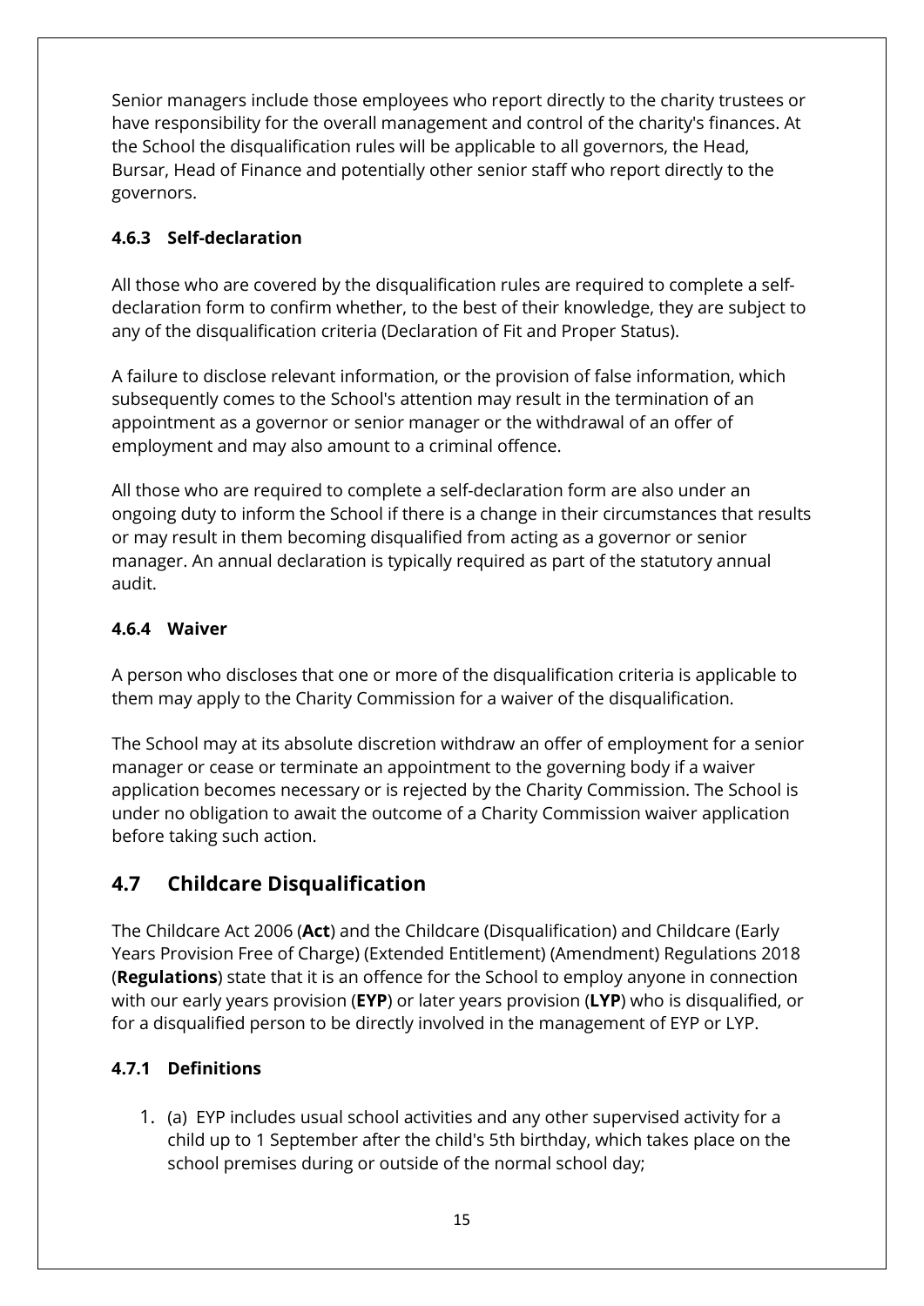Senior managers include those employees who report directly to the charity trustees or have responsibility for the overall management and control of the charity's finances. At the School the disqualification rules will be applicable to all governors, the Head, Bursar, Head of Finance and potentially other senior staff who report directly to the governors.

#### 4.6.3 Self-declaration

All those who are covered by the disqualification rules are required to complete a self-declaration form to confirm whether, to the best of their knowledge, they are subject to any of the disqualification criteria (Declaration of Fit and Proper Status).

A failure to disclose relevant information, or the provision of false information, which subsequently comes to the School's attention may result in the termination of an appointment as a governor or senior manager or the withdrawal of an offer of employment and may also amount to a criminal offence.

All those who are required to complete a self-declaration form are also under an ongoing duty to inform the School if there is a change in their circumstances that results or may result in them becoming disqualified from acting as a governor or senior manager. An annual declaration is typically required as part of the statutory annual audit.

#### 4.6.4 Waiver

A person who discloses that one or more of the disqualification criteria is applicable to them may apply to the Charity Commission for a waiver of the disqualification.

The School may at its absolute discretion withdraw an offer of employment for a senior manager or cease or terminate an appointment to the governing body if a waiver application becomes necessary or is rejected by the Charity Commission. The School is under no obligation to await the outcome of a Charity Commission waiver application before taking such action.

### 4.7 Childcare Disqualification

The Childcare Act 2006 (**Act**) and the Childcare (Disqualification) and Childcare (Early Years Provision Free of Charge) (Extended Entitlement) (Amendment) Regulations 2018 (**Regulations**) state that it is an offence for the School to employ anyone in connection with our early years provision (**EYP**) or later years provision (**LYP**) who is disqualified, or for a disqualified person to be directly involved in the management of EYP or LYP.

#### 4.7.1 Definitions

1. (a) EYP includes usual school activities and any other supervised activity for a child up to 1 September after the child's 5th birthday, which takes place on the school premises during or outside of the normal school day;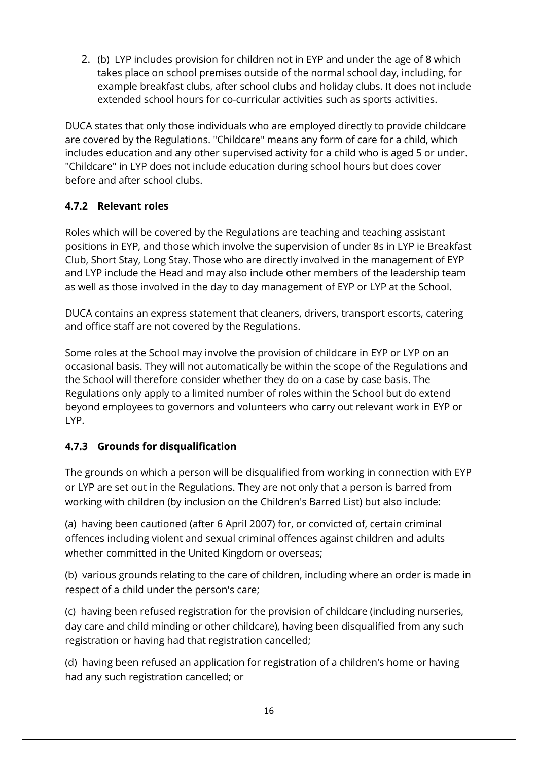2. (b) LYP includes provision for children not in EYP and under the age of 8 which takes place on school premises outside of the normal school day, including, for example breakfast clubs, after school clubs and holiday clubs. It does not include extended school hours for co-curricular activities such as sports activities.

DUCA states that only those individuals who are employed directly to provide childcare are covered by the Regulations. "Childcare" means any form of care for a child, which includes education and any other supervised activity for a child who is aged 5 or under. "Childcare" in LYP does not include education during school hours but does cover before and after school clubs.

### 4.7.2 Relevant roles

Roles which will be covered by the Regulations are teaching and teaching assistant positions in EYP, and those which involve the supervision of under 8s in LYP ie Breakfast Club, Short Stay, Long Stay. Those who are directly involved in the management of EYP and LYP include the Head and may also include other members of the leadership team as well as those involved in the day to day management of EYP or LYP at the School.

DUCA contains an express statement that cleaners, drivers, transport escorts, catering and office staff are not covered by the Regulations.

Some roles at the School may involve the provision of childcare in EYP or LYP on an occasional basis. They will not automatically be within the scope of the Regulations and the School will therefore consider whether they do on a case by case basis. The Regulations only apply to a limited number of roles within the School but do extend beyond employees to governors and volunteers who carry out relevant work in EYP or LYP.

### 4.7.3 Grounds for disqualification

The grounds on which a person will be disqualified from working in connection with EYP or LYP are set out in the Regulations. They are not only that a person is barred from working with children (by inclusion on the Children's Barred List) but also include:

(a) having been cautioned (after 6 April 2007) for, or convicted of, certain criminal offences including violent and sexual criminal offences against children and adults whether committed in the United Kingdom or overseas;

(b) various grounds relating to the care of children, including where an order is made in respect of a child under the person's care;

(c) having been refused registration for the provision of childcare (including nurseries, day care and child minding or other childcare), having been disqualified from any such registration or having had that registration cancelled;

(d) having been refused an application for registration of a children's home or having had any such registration cancelled; or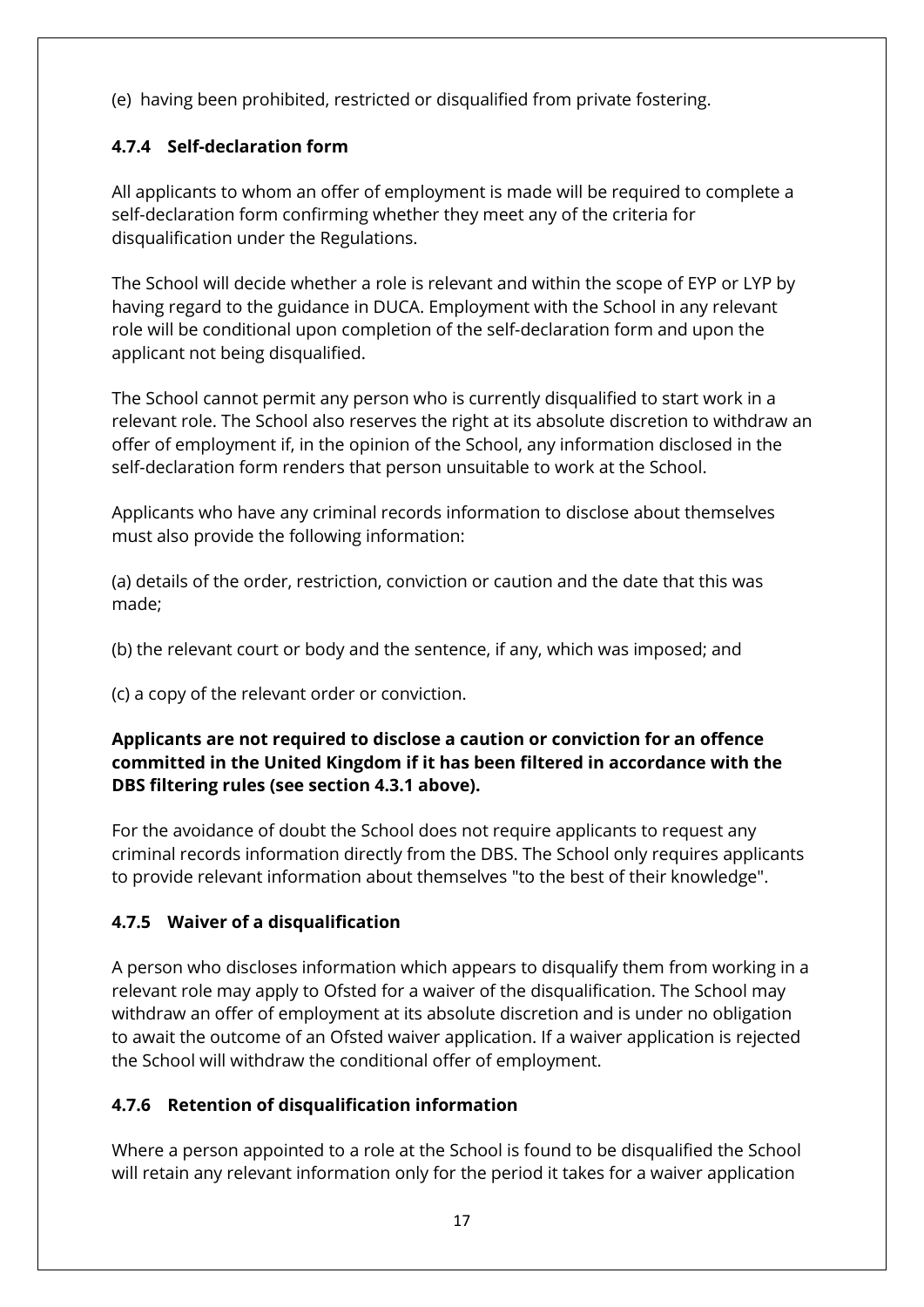(e) having been prohibited, restricted or disqualified from private fostering.

### 4.7.4 Self-declaration form

All applicants to whom an offer of employment is made will be required to complete a self-declaration form confirming whether they meet any of the criteria for disqualification under the Regulations.

The School will decide whether a role is relevant and within the scope of EYP or LYP by having regard to the guidance in DUCA. Employment with the School in any relevant role will be conditional upon completion of the self-declaration form and upon the applicant not being disqualified.

The School cannot permit any person who is currently disqualified to start work in a relevant role. The School also reserves the right at its absolute discretion to withdraw an offer of employment if, in the opinion of the School, any information disclosed in the self-declaration form renders that person unsuitable to work at the School.

Applicants who have any criminal records information to disclose about themselves must also provide the following information:

(a) details of the order, restriction, conviction or caution and the date that this was made;

(b) the relevant court or body and the sentence, if any, which was imposed; and

(c) a copy of the relevant order or conviction.

**Applicants are not required to disclose a caution or conviction for an offence committed in the United Kingdom if it has been filtered in accordance with the DBS filtering rules (see section 4.3.1 above).**

For the avoidance of doubt the School does not require applicants to request any criminal records information directly from the DBS. The School only requires applicants to provide relevant information about themselves "to the best of their knowledge".

### 4.7.5 Waiver of a disqualification

A person who discloses information which appears to disqualify them from working in a relevant role may apply to Ofsted for a waiver of the disqualification. The School may withdraw an offer of employment at its absolute discretion and is under no obligation to await the outcome of an Ofsted waiver application. If a waiver application is rejected the School will withdraw the conditional offer of employment.

### 4.7.6 Retention of disqualification information

Where a person appointed to a role at the School is found to be disqualified the School will retain any relevant information only for the period it takes for a waiver application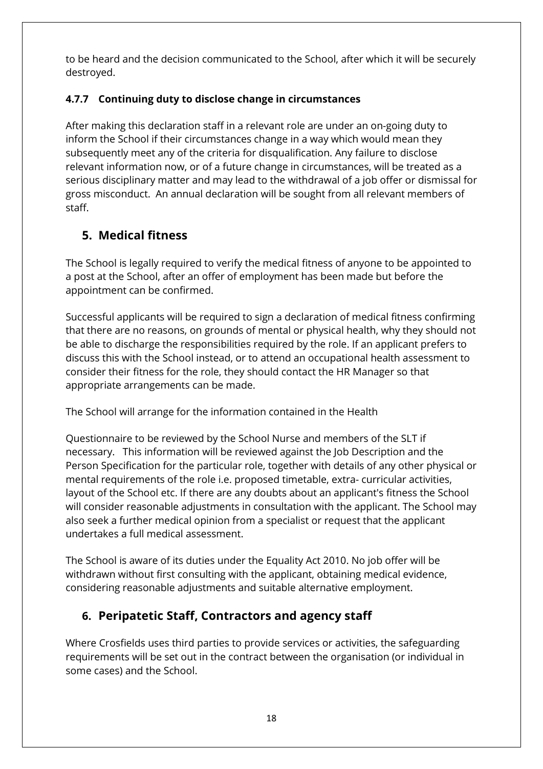to be heard and the decision communicated to the School, after which it will be securely destroyed.

### 4.7.7 Continuing duty to disclose change in circumstances

After making this declaration staff in a relevant role are under an on-going duty to inform the School if their circumstances change in a way which would mean they subsequently meet any of the criteria for disqualification. Any failure to disclose relevant information now, or of a future change in circumstances, will be treated as a serious disciplinary matter and may lead to the withdrawal of a job offer or dismissal for gross misconduct. An annual declaration will be sought from all relevant members of staff.

## 5. Medical fitness

The School is legally required to verify the medical fitness of anyone to be appointed to a post at the School, after an offer of employment has been made but before the appointment can be confirmed.

Successful applicants will be required to sign a declaration of medical fitness confirming that there are no reasons, on grounds of mental or physical health, why they should not be able to discharge the responsibilities required by the role. If an applicant prefers to discuss this with the School instead, or to attend an occupational health assessment to consider their fitness for the role, they should contact the HR Manager so that appropriate arrangements can be made.

The School will arrange for the information contained in the Health

Questionnaire to be reviewed by the School Nurse and members of the SLT if necessary. This information will be reviewed against the Job Description and the Person Specification for the particular role, together with details of any other physical or mental requirements of the role i.e. proposed timetable, extra- curricular activities, layout of the School etc. If there are any doubts about an applicant's fitness the School will consider reasonable adjustments in consultation with the applicant. The School may also seek a further medical opinion from a specialist or request that the applicant undertakes a full medical assessment.

The School is aware of its duties under the Equality Act 2010. No job offer will be withdrawn without first consulting with the applicant, obtaining medical evidence, considering reasonable adjustments and suitable alternative employment.

## 6. Peripatetic Staff, Contractors and agency staff

Where Crosfields uses third parties to provide services or activities, the safeguarding requirements will be set out in the contract between the organisation (or individual in some cases) and the School.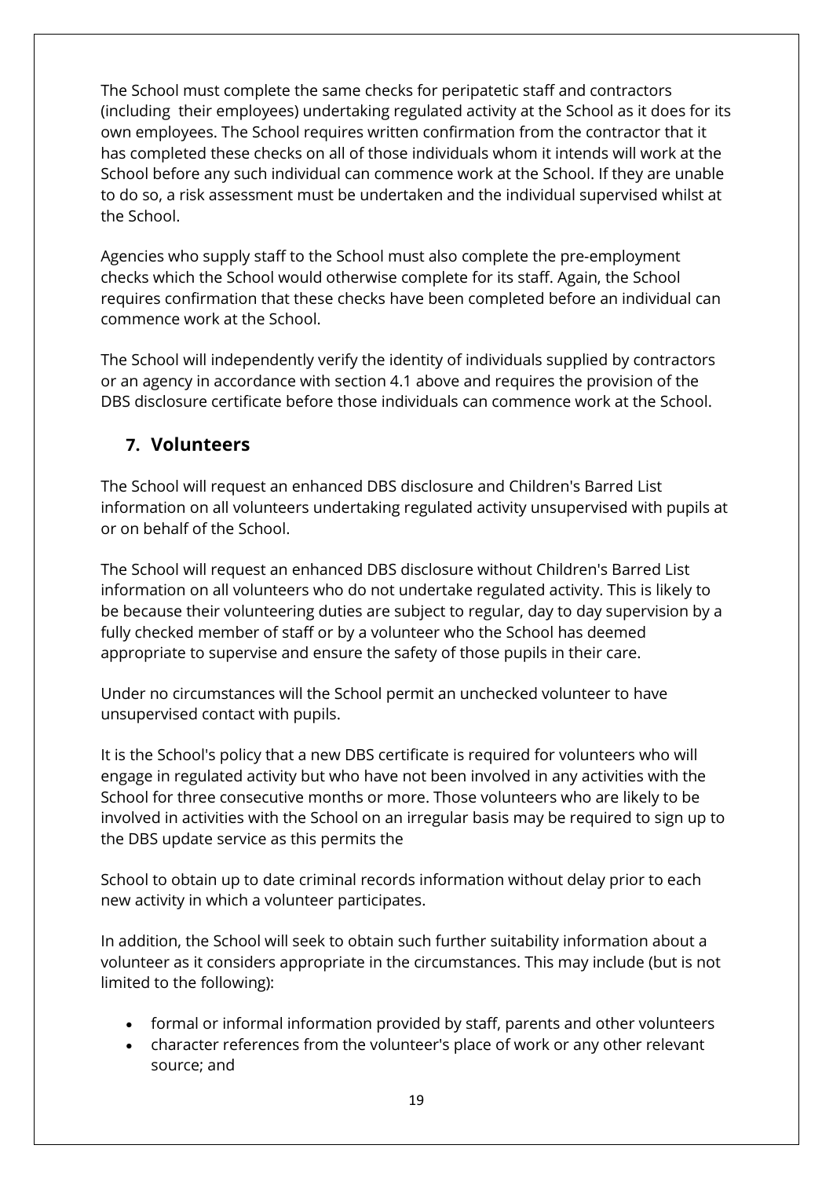The School must complete the same checks for peripatetic staff and contractors (including their employees) undertaking regulated activity at the School as it does for its own employees. The School requires written confirmation from the contractor that it has completed these checks on all of those individuals whom it intends will work at the School before any such individual can commence work at the School. If they are unable to do so, a risk assessment must be undertaken and the individual supervised whilst at the School.

Agencies who supply staff to the School must also complete the pre-employment checks which the School would otherwise complete for its staff. Again, the School requires confirmation that these checks have been completed before an individual can commence work at the School.

The School will independently verify the identity of individuals supplied by contractors or an agency in accordance with section 4.1 above and requires the provision of the DBS disclosure certificate before those individuals can commence work at the School.

## 7. Volunteers

The School will request an enhanced DBS disclosure and Children's Barred List information on all volunteers undertaking regulated activity unsupervised with pupils at or on behalf of the School.

The School will request an enhanced DBS disclosure without Children's Barred List information on all volunteers who do not undertake regulated activity. This is likely to be because their volunteering duties are subject to regular, day to day supervision by a fully checked member of staff or by a volunteer who the School has deemed appropriate to supervise and ensure the safety of those pupils in their care.

Under no circumstances will the School permit an unchecked volunteer to have unsupervised contact with pupils.

It is the School's policy that a new DBS certificate is required for volunteers who will engage in regulated activity but who have not been involved in any activities with the School for three consecutive months or more. Those volunteers who are likely to be involved in activities with the School on an irregular basis may be required to sign up to the DBS update service as this permits the

School to obtain up to date criminal records information without delay prior to each new activity in which a volunteer participates.

In addition, the School will seek to obtain such further suitability information about a volunteer as it considers appropriate in the circumstances. This may include (but is not limited to the following):

- formal or informal information provided by staff, parents and other volunteers
- character references from the volunteer's place of work or any other relevant source; and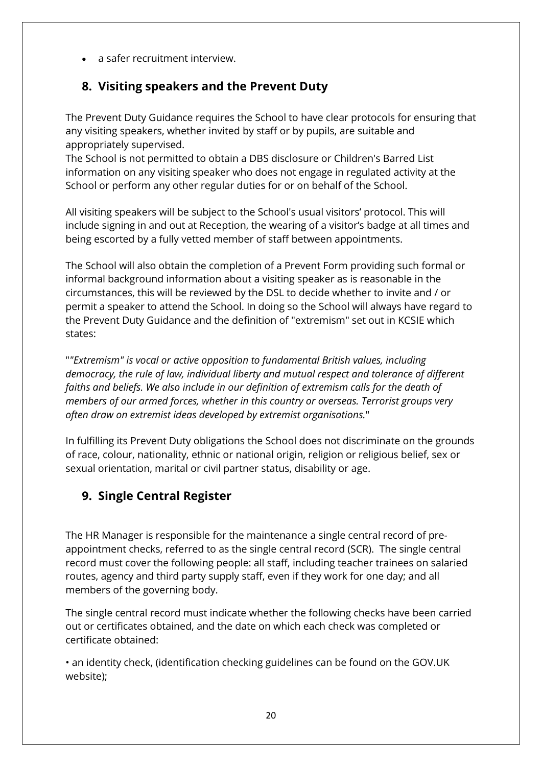- a safer recruitment interview.

## 8. Visiting speakers and the Prevent Duty

The Prevent Duty Guidance requires the School to have clear protocols for ensuring that any visiting speakers, whether invited by staff or by pupils, are suitable and appropriately supervised.
The School is not permitted to obtain a DBS disclosure or Children's Barred List information on any visiting speaker who does not engage in regulated activity at the School or perform any other regular duties for or on behalf of the School.

All visiting speakers will be subject to the School's usual visitors' protocol. This will include signing in and out at Reception, the wearing of a visitor's badge at all times and being escorted by a fully vetted member of staff between appointments.

The School will also obtain the completion of a Prevent Form providing such formal or informal background information about a visiting speaker as is reasonable in the circumstances, this will be reviewed by the DSL to decide whether to invite and / or permit a speaker to attend the School. In doing so the School will always have regard to the Prevent Duty Guidance and the definition of "extremism" set out in KCSIE which states:

"*"Extremism" is vocal or active opposition to fundamental British values, including democracy, the rule of law, individual liberty and mutual respect and tolerance of different faiths and beliefs. We also include in our definition of extremism calls for the death of members of our armed forces, whether in this country or overseas. Terrorist groups very often draw on extremist ideas developed by extremist organisations.*"

In fulfilling its Prevent Duty obligations the School does not discriminate on the grounds of race, colour, nationality, ethnic or national origin, religion or religious belief, sex or sexual orientation, marital or civil partner status, disability or age.

## 9. Single Central Register

The HR Manager is responsible for the maintenance a single central record of pre-appointment checks, referred to as the single central record (SCR). The single central record must cover the following people: all staff, including teacher trainees on salaried routes, agency and third party supply staff, even if they work for one day; and all members of the governing body.

The single central record must indicate whether the following checks have been carried out or certificates obtained, and the date on which each check was completed or certificate obtained:

• an identity check, (identification checking guidelines can be found on the GOV.UK website);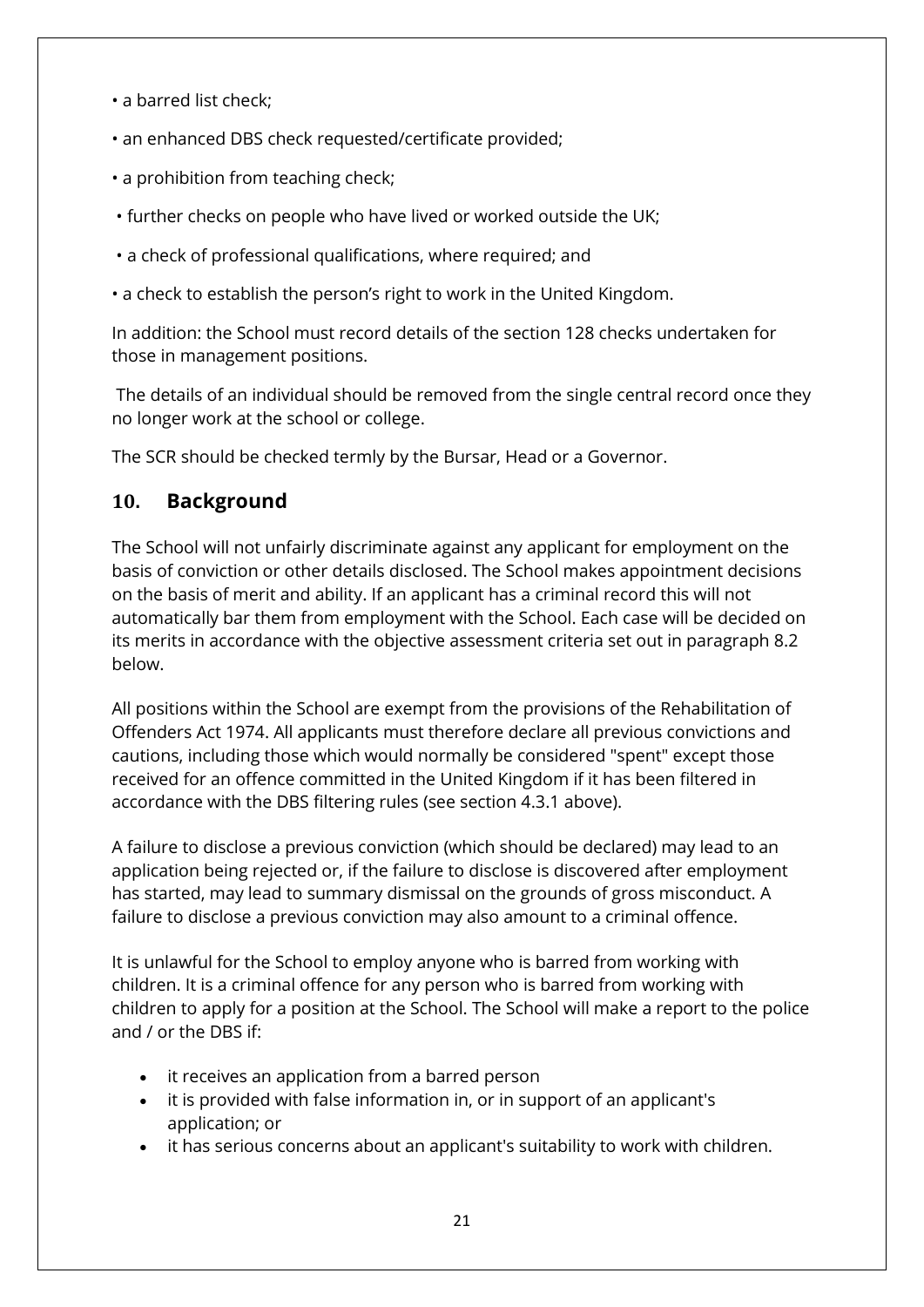- a barred list check;
- an enhanced DBS check requested/certificate provided;
- a prohibition from teaching check;
- further checks on people who have lived or worked outside the UK;
- a check of professional qualifications, where required; and
- a check to establish the person's right to work in the United Kingdom.

In addition: the School must record details of the section 128 checks undertaken for those in management positions.

The details of an individual should be removed from the single central record once they no longer work at the school or college.

The SCR should be checked termly by the Bursar, Head or a Governor.

## 10. Background

The School will not unfairly discriminate against any applicant for employment on the basis of conviction or other details disclosed. The School makes appointment decisions on the basis of merit and ability. If an applicant has a criminal record this will not automatically bar them from employment with the School. Each case will be decided on its merits in accordance with the objective assessment criteria set out in paragraph 8.2 below.

All positions within the School are exempt from the provisions of the Rehabilitation of Offenders Act 1974. All applicants must therefore declare all previous convictions and cautions, including those which would normally be considered "spent" except those received for an offence committed in the United Kingdom if it has been filtered in accordance with the DBS filtering rules (see section 4.3.1 above).

A failure to disclose a previous conviction (which should be declared) may lead to an application being rejected or, if the failure to disclose is discovered after employment has started, may lead to summary dismissal on the grounds of gross misconduct. A failure to disclose a previous conviction may also amount to a criminal offence.

It is unlawful for the School to employ anyone who is barred from working with children. It is a criminal offence for any person who is barred from working with children to apply for a position at the School. The School will make a report to the police and / or the DBS if:

- it receives an application from a barred person
- it is provided with false information in, or in support of an applicant's application; or
- it has serious concerns about an applicant's suitability to work with children.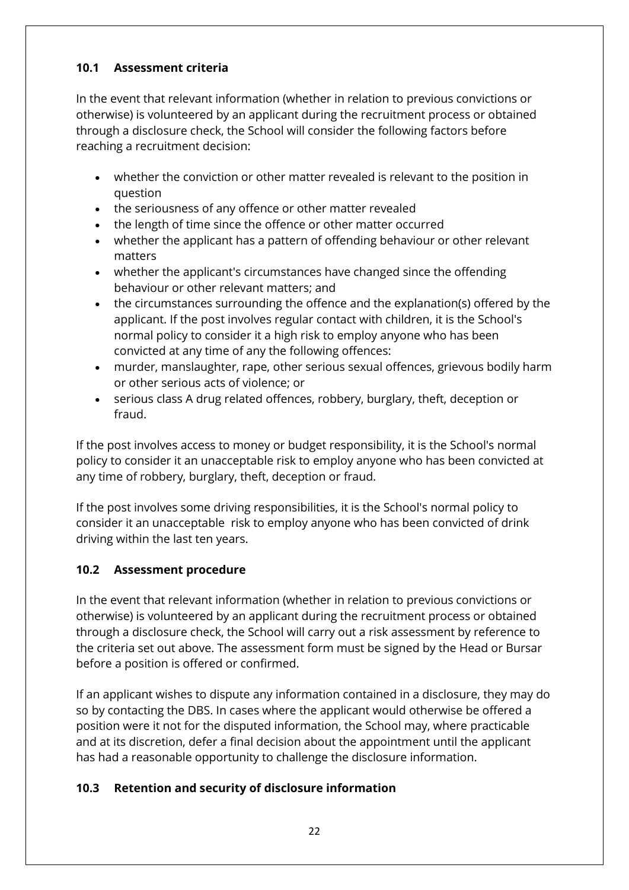### 10.1 Assessment criteria

In the event that relevant information (whether in relation to previous convictions or otherwise) is volunteered by an applicant during the recruitment process or obtained through a disclosure check, the School will consider the following factors before reaching a recruitment decision:

- whether the conviction or other matter revealed is relevant to the position in question
- the seriousness of any offence or other matter revealed
- the length of time since the offence or other matter occurred
- whether the applicant has a pattern of offending behaviour or other relevant matters
- whether the applicant's circumstances have changed since the offending behaviour or other relevant matters; and
- the circumstances surrounding the offence and the explanation(s) offered by the applicant. If the post involves regular contact with children, it is the School's normal policy to consider it a high risk to employ anyone who has been convicted at any time of any the following offences:
- murder, manslaughter, rape, other serious sexual offences, grievous bodily harm or other serious acts of violence; or
- serious class A drug related offences, robbery, burglary, theft, deception or fraud.

If the post involves access to money or budget responsibility, it is the School's normal policy to consider it an unacceptable risk to employ anyone who has been convicted at any time of robbery, burglary, theft, deception or fraud.

If the post involves some driving responsibilities, it is the School's normal policy to consider it an unacceptable risk to employ anyone who has been convicted of drink driving within the last ten years.

### 10.2 Assessment procedure

In the event that relevant information (whether in relation to previous convictions or otherwise) is volunteered by an applicant during the recruitment process or obtained through a disclosure check, the School will carry out a risk assessment by reference to the criteria set out above. The assessment form must be signed by the Head or Bursar before a position is offered or confirmed.

If an applicant wishes to dispute any information contained in a disclosure, they may do so by contacting the DBS. In cases where the applicant would otherwise be offered a position were it not for the disputed information, the School may, where practicable and at its discretion, defer a final decision about the appointment until the applicant has had a reasonable opportunity to challenge the disclosure information.

### 10.3 Retention and security of disclosure information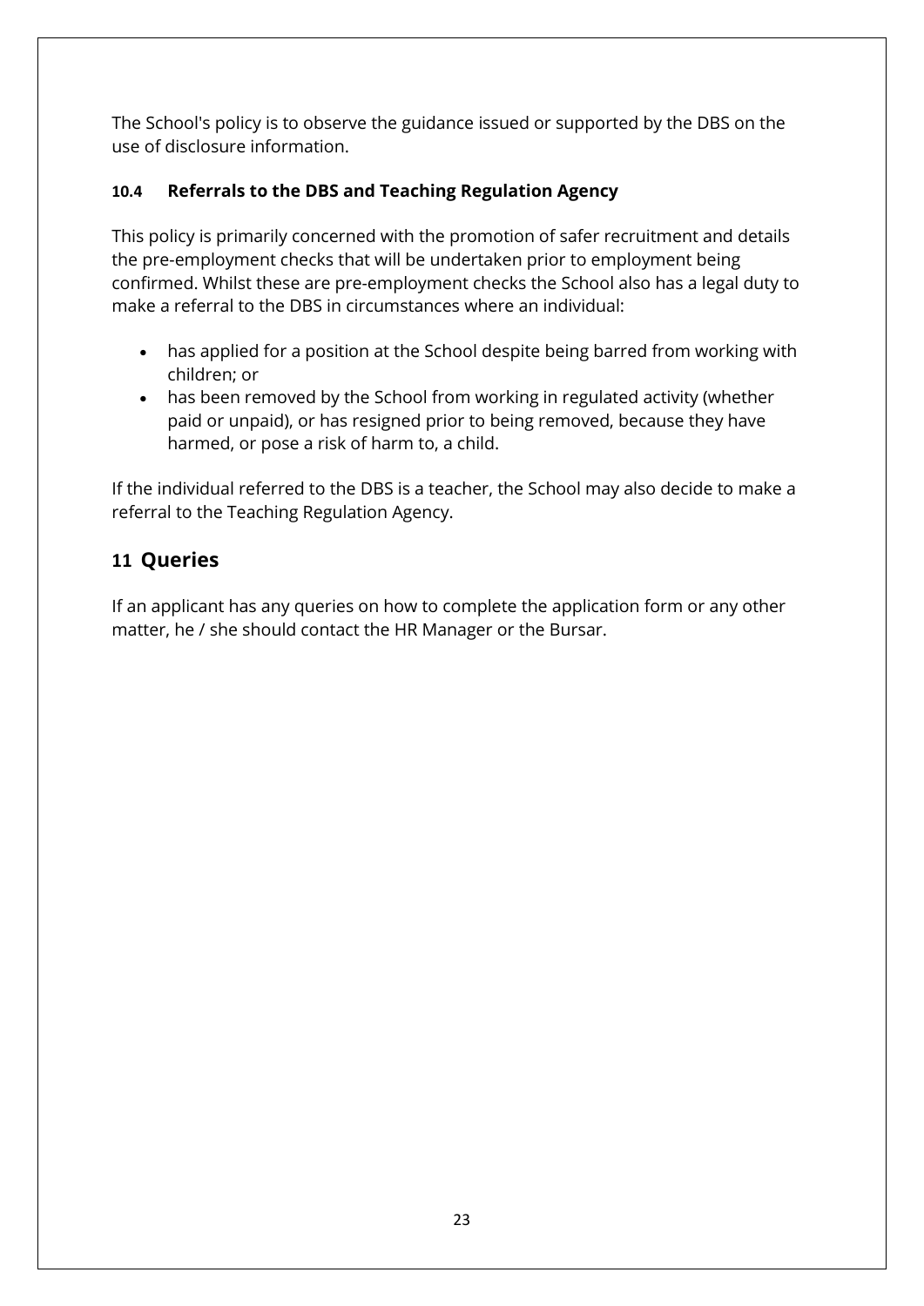The School's policy is to observe the guidance issued or supported by the DBS on the use of disclosure information.

### 10.4 Referrals to the DBS and Teaching Regulation Agency

This policy is primarily concerned with the promotion of safer recruitment and details the pre-employment checks that will be undertaken prior to employment being confirmed. Whilst these are pre-employment checks the School also has a legal duty to make a referral to the DBS in circumstances where an individual:

- has applied for a position at the School despite being barred from working with children; or
- has been removed by the School from working in regulated activity (whether paid or unpaid), or has resigned prior to being removed, because they have harmed, or pose a risk of harm to, a child.

If the individual referred to the DBS is a teacher, the School may also decide to make a referral to the Teaching Regulation Agency.

## 11 Queries

If an applicant has any queries on how to complete the application form or any other matter, he / she should contact the HR Manager or the Bursar.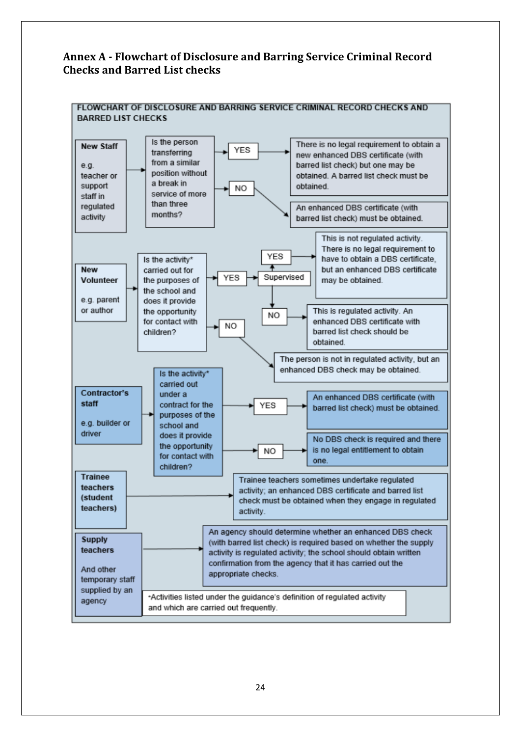## Annex A - Flowchart of Disclosure and Barring Service Criminal Record Checks and Barred List checks

FLOWCHART OF DISCLOSURE AND BARRING SERVICE CRIMINAL RECORD CHECKS AND BARRED LIST CHECKS

**New Staff**

e.g. teacher or support staff in regulated activity

Is the person transferring from a similar position without a break in service of more than three months?

YES → There is no legal requirement to obtain a new enhanced DBS certificate (with barred list check) but one may be obtained. A barred list check must be obtained.

NO → An enhanced DBS certificate (with barred list check) must be obtained.

**New Volunteer**

e.g. parent or author

Is the activity* carried out for the purposes of the school and does it provide the opportunity for contact with children?

YES → Supervised

- YES → This is not regulated activity. There is no legal requirement to have to obtain a DBS certificate, but an enhanced DBS certificate may be obtained.
- NO → This is regulated activity. An enhanced DBS certificate with barred list check should be obtained.

NO → The person is not in regulated activity, but an enhanced DBS check may be obtained.

**Contractor's staff**

e.g. builder or driver

Is the activity* carried out under a contract for the purposes of the school and does it provide the opportunity for contact with children?

YES → An enhanced DBS certificate (with barred list check) must be obtained.

NO → No DBS check is required and there is no legal entitlement to obtain one.

**Trainee teachers (student teachers)**

→ Trainee teachers sometimes undertake regulated activity; an enhanced DBS certificate and barred list check must be obtained when they engage in regulated activity.

**Supply teachers**

And other temporary staff supplied by an agency

→ An agency should determine whether an enhanced DBS check (with barred list check) is required based on whether the supply activity is regulated activity; the school should obtain written confirmation from the agency that it has carried out the appropriate checks.

*Activities listed under the guidance's definition of regulated activity and which are carried out frequently.